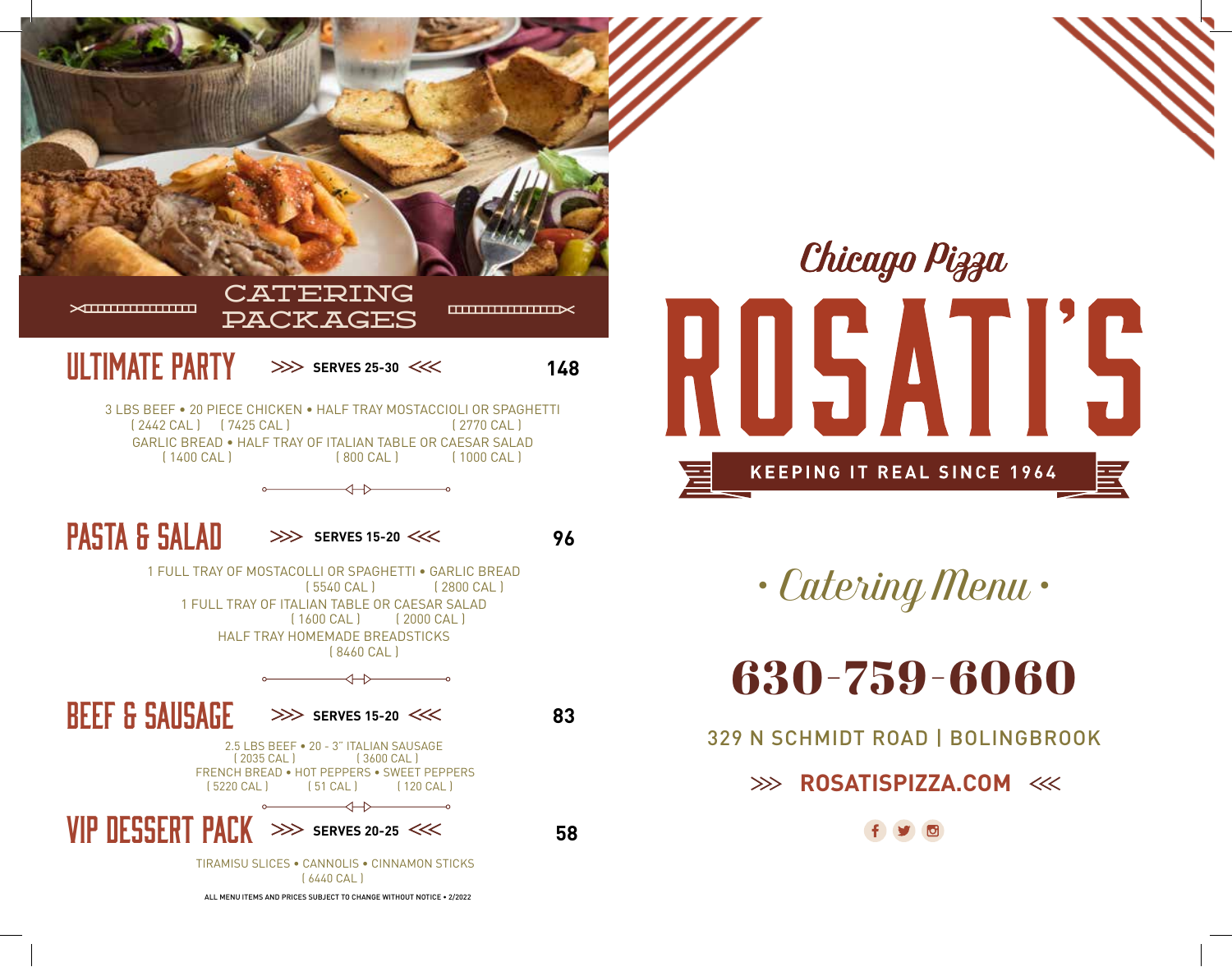# CATERING PACKAGES

## ULTIMATE PARTY

SERVES 25-30 — 148

3 LBS BEEF • 20 PIECE CHICKEN • HALF TRAY MOSTACCIOLI OR SPAGHETTI
( 2442 CAL ) ( 7425 CAL ) ( 2770 CAL )
GARLIC BREAD • HALF TRAY OF ITALIAN TABLE OR CAESAR SALAD
( 1400 CAL ) ( 800 CAL ) ( 1000 CAL )

## PASTA & SALAD

SERVES 15-20 — 96

1 FULL TRAY OF MOSTACOLLI OR SPAGHETTI • GARLIC BREAD
( 5540 CAL ) ( 2800 CAL )
1 FULL TRAY OF ITALIAN TABLE OR CAESAR SALAD
( 1600 CAL ) ( 2000 CAL )
HALF TRAY HOMEMADE BREADSTICKS
( 8460 CAL )

## BEEF & SAUSAGE

SERVES 15-20 — 83

2.5 LBS BEEF • 20 - 3" ITALIAN SAUSAGE
( 2035 CAL ) ( 3600 CAL )
FRENCH BREAD • HOT PEPPERS • SWEET PEPPERS
( 5220 CAL ) ( 51 CAL ) ( 120 CAL )

## VIP DESSERT PACK

SERVES 20-25 — 58

TIRAMISU SLICES • CANNOLIS • CINNAMON STICKS
( 6440 CAL )

ALL MENU ITEMS AND PRICES SUBJECT TO CHANGE WITHOUT NOTICE • 2/2022

*Chicago Pizza*

# ROSATI'S

KEEPING IT REAL SINCE 1964

*• Catering Menu •*

## 630-759-6060

329 N SCHMIDT ROAD | BOLINGBROOK

**ROSATISPIZZA.COM**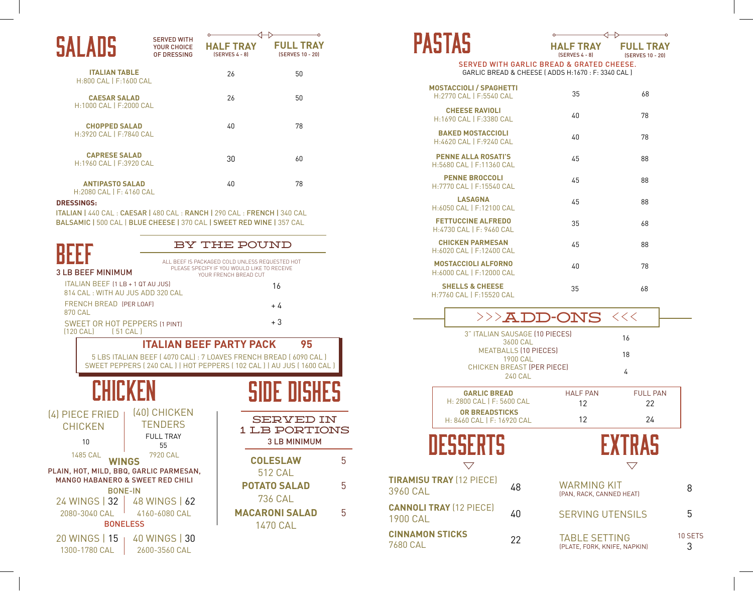# SALADS

SERVED WITH YOUR CHOICE OF DRESSING

| | HALF TRAY (SERVES 4 - 8) | FULL TRAY (SERVES 10 - 20) |
|---|---|---|
| **ITALIAN TABLE** H:800 CAL \| F:1600 CAL | 26 | 50 |
| **CAESAR SALAD** H:1000 CAL \| F:2000 CAL | 26 | 50 |
| **CHOPPED SALAD** H:3920 CAL \| F:7840 CAL | 40 | 78 |
| **CAPRESE SALAD** H:1960 CAL \| F:3920 CAL | 30 | 60 |
| **ANTIPASTO SALAD** H:2080 CAL \| F: 4160 CAL | 40 | 78 |

**DRESSINGS:**

**ITALIAN** | 440 CAL : **CAESAR** | 480 CAL : **RANCH** | 290 CAL : **FRENCH** | 340 CAL
**BALSAMIC** | 500 CAL | **BLUE CHEESE** | 370 CAL | **SWEET RED WINE** | 357 CAL

# BEEF

## BY THE POUND

3 LB BEEF MINIMUM

ALL BEEF IS PACKAGED COLD UNLESS REQUESTED HOT
PLEASE SPECIFY IF YOU WOULD LIKE TO RECEIVE YOUR FRENCH BREAD CUT

| | |
|---|---|
| ITALIAN BEEF (1 LB + 1 QT AU JUS) 814 CAL : WITH AU JUS ADD 320 CAL | 16 |
| FRENCH BREAD (PER LOAF) 870 CAL | + 4 |
| SWEET OR HOT PEPPERS (1 PINT) (120 CAL) (51 CAL) | + 3 |

**ITALIAN BEEF PARTY PACK 95**

5 LBS ITALIAN BEEF ( 4070 CAL ) : 7 LOAVES FRENCH BREAD ( 6090 CAL )
SWEET PEPPERS ( 240 CAL ) | HOT PEPPERS ( 102 CAL ) | AU JUS ( 1600 CAL )

# CHICKEN

(4) PIECE FRIED CHICKEN
10
1485 CAL

(40) CHICKEN TENDERS
FULL TRAY
55
7920 CAL

**WINGS**

PLAIN, HOT, MILD, BBQ, GARLIC PARMESAN, MANGO HABANERO & SWEET RED CHILI

BONE-IN

24 WINGS | 32 — 2080-3040 CAL
48 WINGS | 62 — 4160-6080 CAL

BONELESS

20 WINGS | 15 — 1300-1780 CAL
40 WINGS | 30 — 2600-3560 CAL

# SIDE DISHES

SERVED IN 1 LB PORTIONS
3 LB MINIMUM

| | |
|---|---|
| **COLESLAW** 512 CAL | 5 |
| **POTATO SALAD** 736 CAL | 5 |
| **MACARONI SALAD** 1470 CAL | 5 |

# PASTAS

SERVED WITH GARLIC BREAD & GRATED CHEESE.
GARLIC BREAD & CHEESE ( ADDS H:1670 : F: 3340 CAL )

| | HALF TRAY (SERVES 4 - 8) | FULL TRAY (SERVES 10 - 20) |
|---|---|---|
| **MOSTACCIOLI / SPAGHETTI** H:2770 CAL \| F:5540 CAL | 35 | 68 |
| **CHEESE RAVIOLI** H:1690 CAL \| F:3380 CAL | 40 | 78 |
| **BAKED MOSTACCIOLI** H:4620 CAL \| F:9240 CAL | 40 | 78 |
| **PENNE ALLA ROSATI'S** H:5680 CAL \| F:11360 CAL | 45 | 88 |
| **PENNE BROCCOLI** H:7770 CAL \| F:15540 CAL | 45 | 88 |
| **LASAGNA** H:6050 CAL \| F:12100 CAL | 45 | 88 |
| **FETTUCCINE ALFREDO** H:4730 CAL \| F: 9460 CAL | 35 | 68 |
| **CHICKEN PARMESAN** H:6020 CAL \| F:12400 CAL | 45 | 88 |
| **MOSTACCIOLI ALFORNO** H:6000 CAL \| F:12000 CAL | 40 | 78 |
| **SHELLS & CHEESE** H:7760 CAL \| F:15520 CAL | 35 | 68 |

## >>>ADD-ONS <<<

| | |
|---|---|
| 3" ITALIAN SAUSAGE (10 PIECES) 3600 CAL | 16 |
| MEATBALLS (10 PIECES) 1900 CAL | 18 |
| CHICKEN BREAST (PER PIECE) 240 CAL | 4 |

| | HALF PAN | FULL PAN |
|---|---|---|
| **GARLIC BREAD** H: 2800 CAL \| F: 5600 CAL | 12 | 22 |
| **OR BREADSTICKS** H: 8460 CAL \| F: 16920 CAL | 12 | 24 |

# DESSERTS

| | |
|---|---|
| **TIRAMISU TRAY** (12 PIECE) 3960 CAL | 48 |
| **CANNOLI TRAY** (12 PIECE) 1900 CAL | 40 |
| **CINNAMON STICKS** 7680 CAL | 22 |

# EXTRAS

| | |
|---|---|
| WARMING KIT (PAN, RACK, CANNED HEAT) | 8 |
| SERVING UTENSILS | 5 |
| TABLE SETTING (PLATE, FORK, KNIFE, NAPKIN) | 10 SETS 3 |